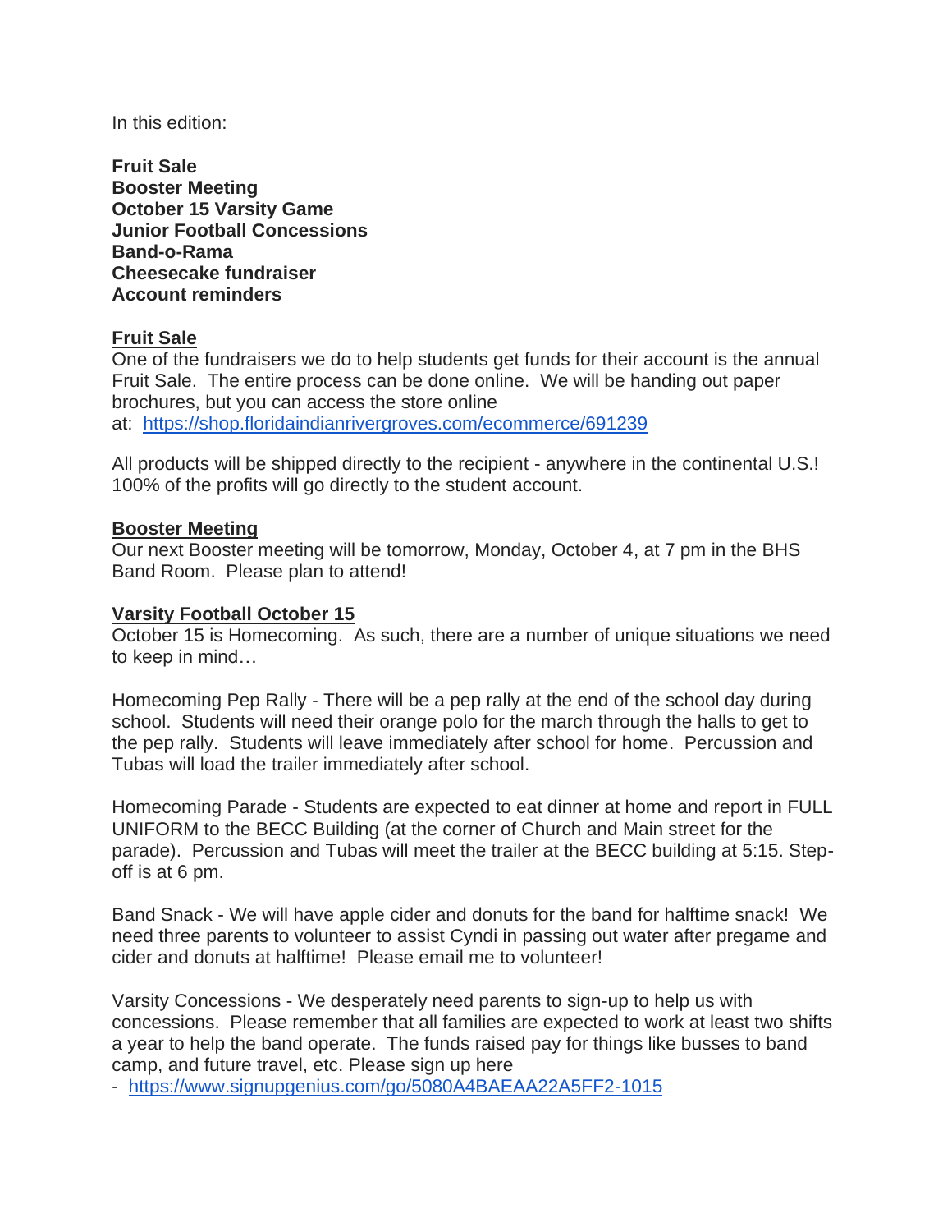In this edition:

**Fruit Sale**
**Booster Meeting**
**October 15 Varsity Game**
**Junior Football Concessions**
**Band-o-Rama**
**Cheesecake fundraiser**
**Account reminders**

## Fruit Sale

One of the fundraisers we do to help students get funds for their account is the annual Fruit Sale. The entire process can be done online. We will be handing out paper brochures, but you can access the store online at: https://shop.floridaindianrivergroves.com/ecommerce/691239

All products will be shipped directly to the recipient - anywhere in the continental U.S.! 100% of the profits will go directly to the student account.

## Booster Meeting

Our next Booster meeting will be tomorrow, Monday, October 4, at 7 pm in the BHS Band Room. Please plan to attend!

## Varsity Football October 15

October 15 is Homecoming. As such, there are a number of unique situations we need to keep in mind…

Homecoming Pep Rally - There will be a pep rally at the end of the school day during school. Students will need their orange polo for the march through the halls to get to the pep rally. Students will leave immediately after school for home. Percussion and Tubas will load the trailer immediately after school.

Homecoming Parade - Students are expected to eat dinner at home and report in FULL UNIFORM to the BECC Building (at the corner of Church and Main street for the parade). Percussion and Tubas will meet the trailer at the BECC building at 5:15. Step-off is at 6 pm.

Band Snack - We will have apple cider and donuts for the band for halftime snack! We need three parents to volunteer to assist Cyndi in passing out water after pregame and cider and donuts at halftime! Please email me to volunteer!

Varsity Concessions - We desperately need parents to sign-up to help us with concessions. Please remember that all families are expected to work at least two shifts a year to help the band operate. The funds raised pay for things like busses to band camp, and future travel, etc. Please sign up here - https://www.signupgenius.com/go/5080A4BAEAA22A5FF2-1015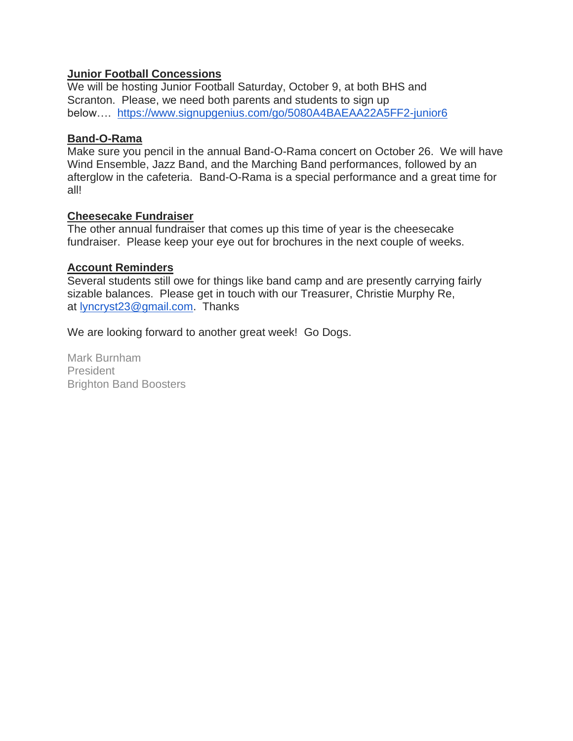**Junior Football Concessions**

We will be hosting Junior Football Saturday, October 9, at both BHS and Scranton. Please, we need both parents and students to sign up below…. https://www.signupgenius.com/go/5080A4BAEAA22A5FF2-junior6

**Band-O-Rama**

Make sure you pencil in the annual Band-O-Rama concert on October 26. We will have Wind Ensemble, Jazz Band, and the Marching Band performances, followed by an afterglow in the cafeteria. Band-O-Rama is a special performance and a great time for all!

**Cheesecake Fundraiser**

The other annual fundraiser that comes up this time of year is the cheesecake fundraiser. Please keep your eye out for brochures in the next couple of weeks.

**Account Reminders**

Several students still owe for things like band camp and are presently carrying fairly sizable balances. Please get in touch with our Treasurer, Christie Murphy Re, at lyncryst23@gmail.com. Thanks

We are looking forward to another great week! Go Dogs.

Mark Burnham
President
Brighton Band Boosters